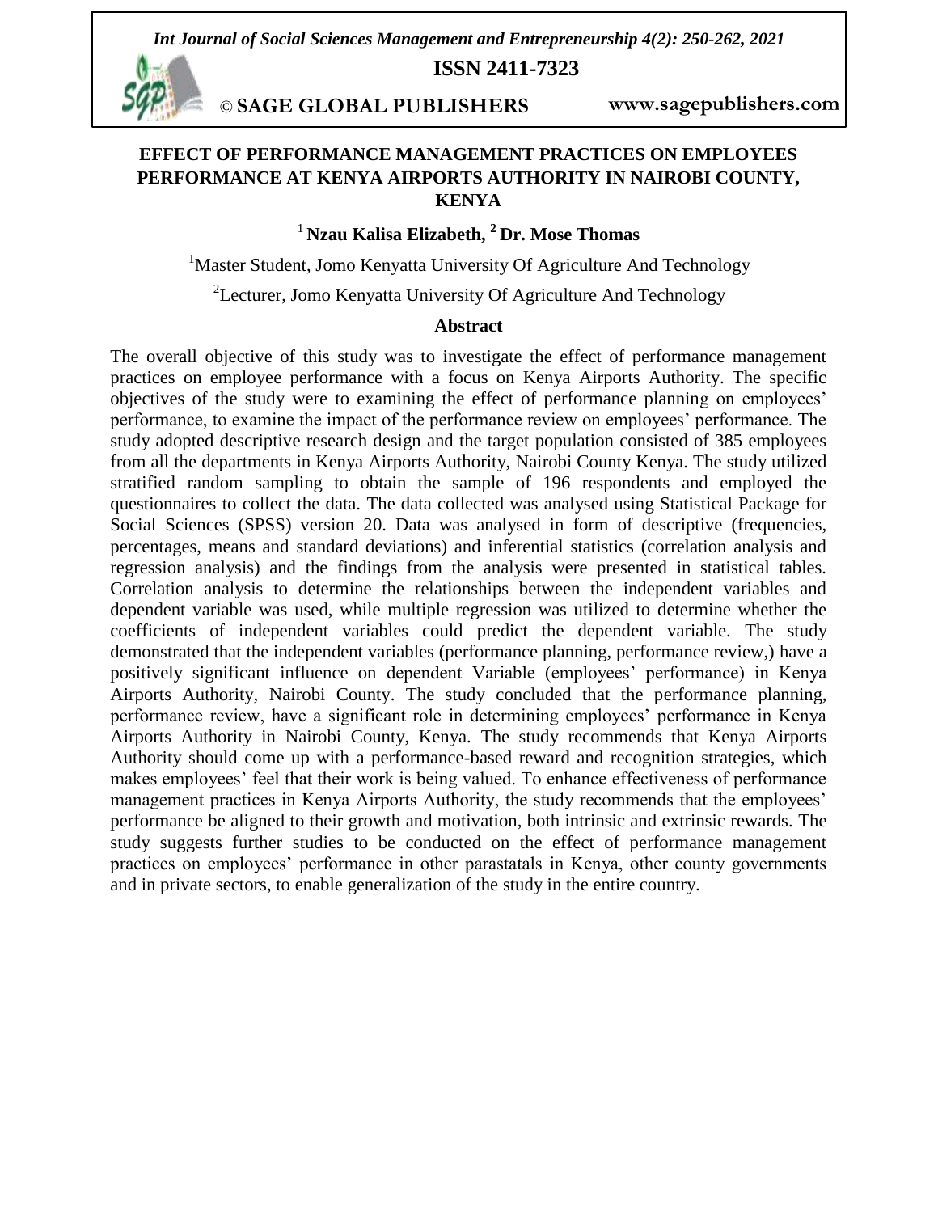# EFFECT OF PERFORMANCE MANAGEMENT PRACTICES ON EMPLOYEES PERFORMANCE AT KENYA AIRPORTS AUTHORITY IN NAIROBI COUNTY, KENYA

**[1] Nzau Kalisa Elizabeth, [2] Dr. Mose Thomas**

[1]Master Student, Jomo Kenyatta University Of Agriculture And Technology

[2]Lecturer, Jomo Kenyatta University Of Agriculture And Technology

## Abstract

The overall objective of this study was to investigate the effect of performance management practices on employee performance with a focus on Kenya Airports Authority. The specific objectives of the study were to examining the effect of performance planning on employees' performance, to examine the impact of the performance review on employees' performance. The study adopted descriptive research design and the target population consisted of 385 employees from all the departments in Kenya Airports Authority, Nairobi County Kenya. The study utilized stratified random sampling to obtain the sample of 196 respondents and employed the questionnaires to collect the data. The data collected was analysed using Statistical Package for Social Sciences (SPSS) version 20. Data was analysed in form of descriptive (frequencies, percentages, means and standard deviations) and inferential statistics (correlation analysis and regression analysis) and the findings from the analysis were presented in statistical tables. Correlation analysis to determine the relationships between the independent variables and dependent variable was used, while multiple regression was utilized to determine whether the coefficients of independent variables could predict the dependent variable. The study demonstrated that the independent variables (performance planning, performance review,) have a positively significant influence on dependent Variable (employees' performance) in Kenya Airports Authority, Nairobi County. The study concluded that the performance planning, performance review, have a significant role in determining employees' performance in Kenya Airports Authority in Nairobi County, Kenya. The study recommends that Kenya Airports Authority should come up with a performance-based reward and recognition strategies, which makes employees' feel that their work is being valued. To enhance effectiveness of performance management practices in Kenya Airports Authority, the study recommends that the employees' performance be aligned to their growth and motivation, both intrinsic and extrinsic rewards. The study suggests further studies to be conducted on the effect of performance management practices on employees' performance in other parastatals in Kenya, other county governments and in private sectors, to enable generalization of the study in the entire country.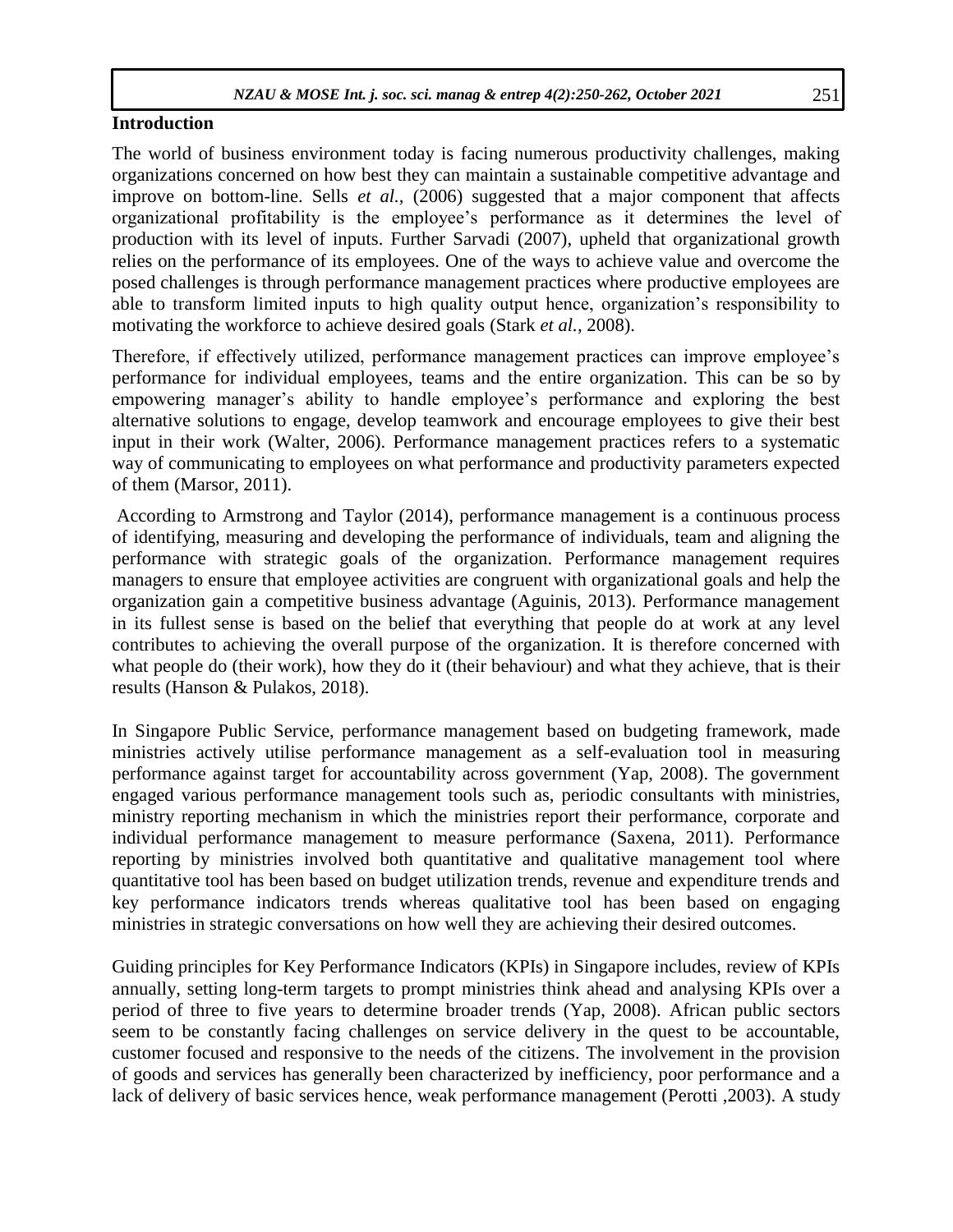## Introduction

The world of business environment today is facing numerous productivity challenges, making organizations concerned on how best they can maintain a sustainable competitive advantage and improve on bottom-line. Sells *et al.,* (2006) suggested that a major component that affects organizational profitability is the employee's performance as it determines the level of production with its level of inputs. Further Sarvadi (2007), upheld that organizational growth relies on the performance of its employees. One of the ways to achieve value and overcome the posed challenges is through performance management practices where productive employees are able to transform limited inputs to high quality output hence, organization's responsibility to motivating the workforce to achieve desired goals (Stark *et al.,* 2008).

Therefore, if effectively utilized, performance management practices can improve employee's performance for individual employees, teams and the entire organization. This can be so by empowering manager's ability to handle employee's performance and exploring the best alternative solutions to engage, develop teamwork and encourage employees to give their best input in their work (Walter, 2006). Performance management practices refers to a systematic way of communicating to employees on what performance and productivity parameters expected of them (Marsor, 2011).

According to Armstrong and Taylor (2014), performance management is a continuous process of identifying, measuring and developing the performance of individuals, team and aligning the performance with strategic goals of the organization. Performance management requires managers to ensure that employee activities are congruent with organizational goals and help the organization gain a competitive business advantage (Aguinis, 2013). Performance management in its fullest sense is based on the belief that everything that people do at work at any level contributes to achieving the overall purpose of the organization. It is therefore concerned with what people do (their work), how they do it (their behaviour) and what they achieve, that is their results (Hanson & Pulakos, 2018).

In Singapore Public Service, performance management based on budgeting framework, made ministries actively utilise performance management as a self-evaluation tool in measuring performance against target for accountability across government (Yap, 2008). The government engaged various performance management tools such as, periodic consultants with ministries, ministry reporting mechanism in which the ministries report their performance, corporate and individual performance management to measure performance (Saxena, 2011). Performance reporting by ministries involved both quantitative and qualitative management tool where quantitative tool has been based on budget utilization trends, revenue and expenditure trends and key performance indicators trends whereas qualitative tool has been based on engaging ministries in strategic conversations on how well they are achieving their desired outcomes.

Guiding principles for Key Performance Indicators (KPIs) in Singapore includes, review of KPIs annually, setting long-term targets to prompt ministries think ahead and analysing KPIs over a period of three to five years to determine broader trends (Yap, 2008). African public sectors seem to be constantly facing challenges on service delivery in the quest to be accountable, customer focused and responsive to the needs of the citizens. The involvement in the provision of goods and services has generally been characterized by inefficiency, poor performance and a lack of delivery of basic services hence, weak performance management (Perotti ,2003). A study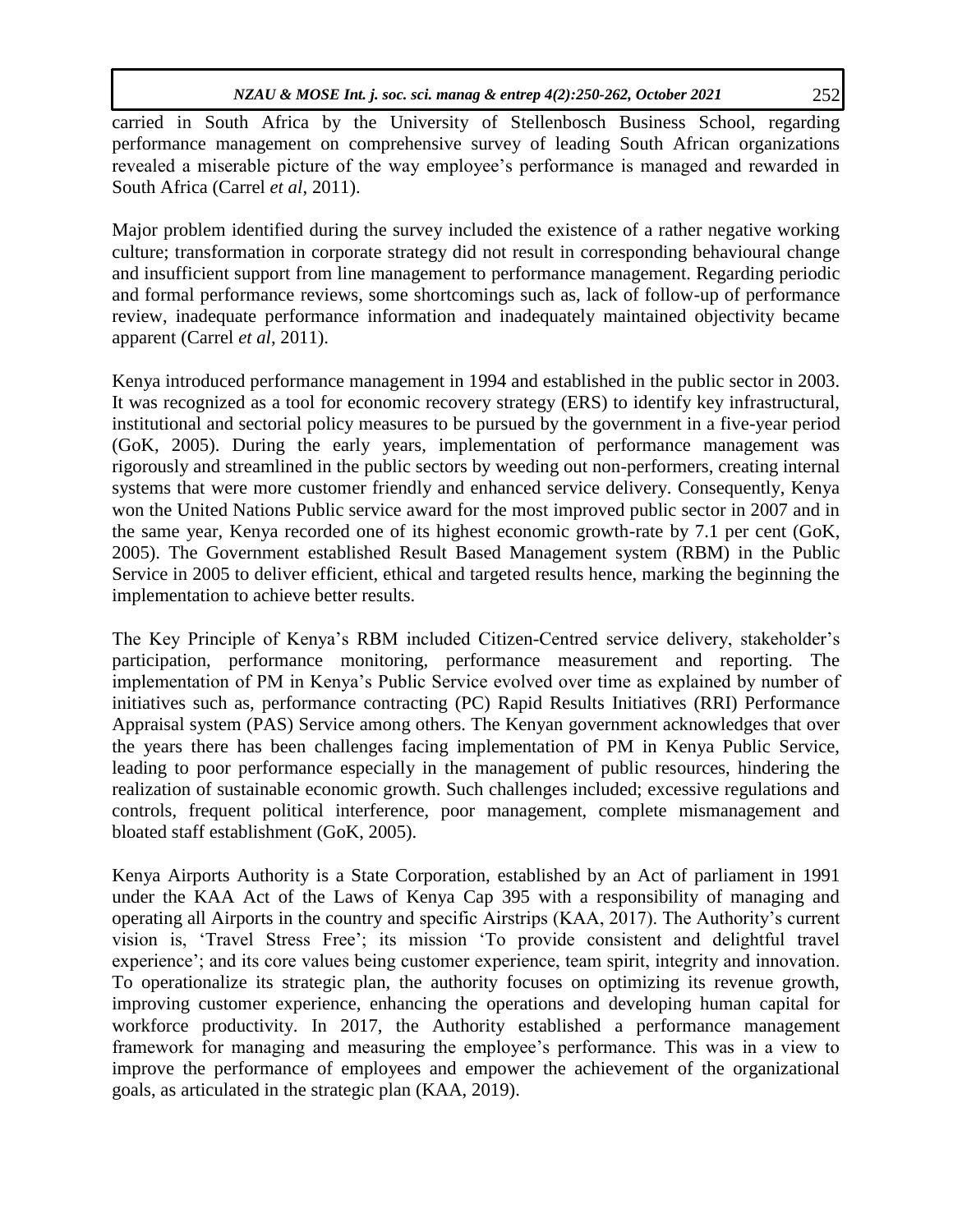carried in South Africa by the University of Stellenbosch Business School, regarding performance management on comprehensive survey of leading South African organizations revealed a miserable picture of the way employee's performance is managed and rewarded in South Africa (Carrel *et al*, 2011).

Major problem identified during the survey included the existence of a rather negative working culture; transformation in corporate strategy did not result in corresponding behavioural change and insufficient support from line management to performance management. Regarding periodic and formal performance reviews, some shortcomings such as, lack of follow-up of performance review, inadequate performance information and inadequately maintained objectivity became apparent (Carrel *et al*, 2011).

Kenya introduced performance management in 1994 and established in the public sector in 2003. It was recognized as a tool for economic recovery strategy (ERS) to identify key infrastructural, institutional and sectorial policy measures to be pursued by the government in a five-year period (GoK, 2005). During the early years, implementation of performance management was rigorously and streamlined in the public sectors by weeding out non-performers, creating internal systems that were more customer friendly and enhanced service delivery. Consequently, Kenya won the United Nations Public service award for the most improved public sector in 2007 and in the same year, Kenya recorded one of its highest economic growth-rate by 7.1 per cent (GoK, 2005). The Government established Result Based Management system (RBM) in the Public Service in 2005 to deliver efficient, ethical and targeted results hence, marking the beginning the implementation to achieve better results.

The Key Principle of Kenya's RBM included Citizen-Centred service delivery, stakeholder's participation, performance monitoring, performance measurement and reporting. The implementation of PM in Kenya's Public Service evolved over time as explained by number of initiatives such as, performance contracting (PC) Rapid Results Initiatives (RRI) Performance Appraisal system (PAS) Service among others. The Kenyan government acknowledges that over the years there has been challenges facing implementation of PM in Kenya Public Service, leading to poor performance especially in the management of public resources, hindering the realization of sustainable economic growth. Such challenges included; excessive regulations and controls, frequent political interference, poor management, complete mismanagement and bloated staff establishment (GoK, 2005).

Kenya Airports Authority is a State Corporation, established by an Act of parliament in 1991 under the KAA Act of the Laws of Kenya Cap 395 with a responsibility of managing and operating all Airports in the country and specific Airstrips (KAA, 2017). The Authority's current vision is, 'Travel Stress Free'; its mission 'To provide consistent and delightful travel experience'; and its core values being customer experience, team spirit, integrity and innovation. To operationalize its strategic plan, the authority focuses on optimizing its revenue growth, improving customer experience, enhancing the operations and developing human capital for workforce productivity. In 2017, the Authority established a performance management framework for managing and measuring the employee's performance. This was in a view to improve the performance of employees and empower the achievement of the organizational goals, as articulated in the strategic plan (KAA, 2019).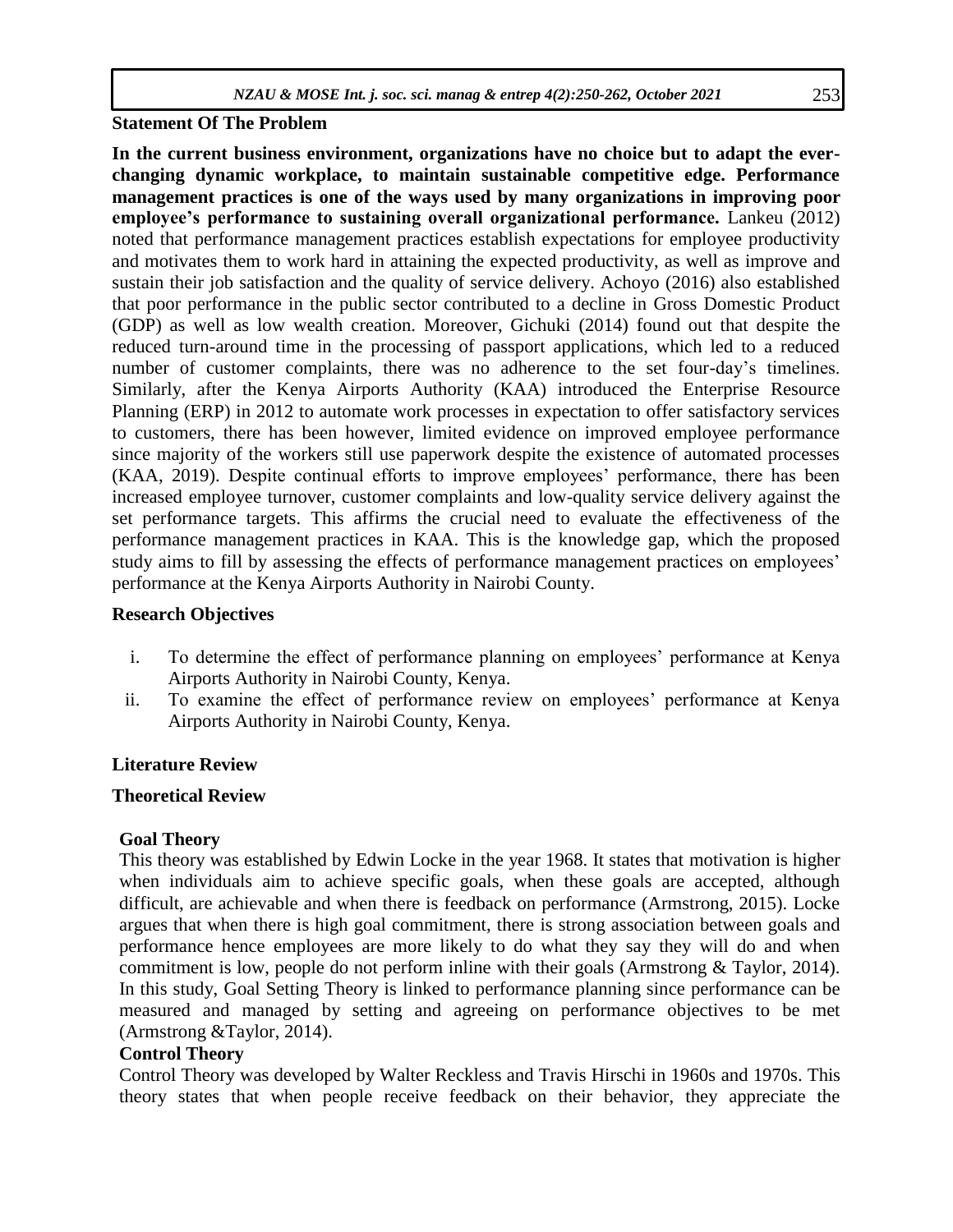## Statement Of The Problem

**In the current business environment, organizations have no choice but to adapt the ever-changing dynamic workplace, to maintain sustainable competitive edge. Performance management practices is one of the ways used by many organizations in improving poor employee's performance to sustaining overall organizational performance.** Lankeu (2012) noted that performance management practices establish expectations for employee productivity and motivates them to work hard in attaining the expected productivity, as well as improve and sustain their job satisfaction and the quality of service delivery. Achoyo (2016) also established that poor performance in the public sector contributed to a decline in Gross Domestic Product (GDP) as well as low wealth creation. Moreover, Gichuki (2014) found out that despite the reduced turn-around time in the processing of passport applications, which led to a reduced number of customer complaints, there was no adherence to the set four-day's timelines. Similarly, after the Kenya Airports Authority (KAA) introduced the Enterprise Resource Planning (ERP) in 2012 to automate work processes in expectation to offer satisfactory services to customers, there has been however, limited evidence on improved employee performance since majority of the workers still use paperwork despite the existence of automated processes (KAA, 2019). Despite continual efforts to improve employees' performance, there has been increased employee turnover, customer complaints and low-quality service delivery against the set performance targets. This affirms the crucial need to evaluate the effectiveness of the performance management practices in KAA. This is the knowledge gap, which the proposed study aims to fill by assessing the effects of performance management practices on employees' performance at the Kenya Airports Authority in Nairobi County.

## Research Objectives

i. To determine the effect of performance planning on employees' performance at Kenya Airports Authority in Nairobi County, Kenya.
ii. To examine the effect of performance review on employees' performance at Kenya Airports Authority in Nairobi County, Kenya.

## Literature Review

### Theoretical Review

#### Goal Theory

This theory was established by Edwin Locke in the year 1968. It states that motivation is higher when individuals aim to achieve specific goals, when these goals are accepted, although difficult, are achievable and when there is feedback on performance (Armstrong, 2015). Locke argues that when there is high goal commitment, there is strong association between goals and performance hence employees are more likely to do what they say they will do and when commitment is low, people do not perform inline with their goals (Armstrong & Taylor, 2014). In this study, Goal Setting Theory is linked to performance planning since performance can be measured and managed by setting and agreeing on performance objectives to be met (Armstrong &Taylor, 2014).

#### Control Theory

Control Theory was developed by Walter Reckless and Travis Hirschi in 1960s and 1970s. This theory states that when people receive feedback on their behavior, they appreciate the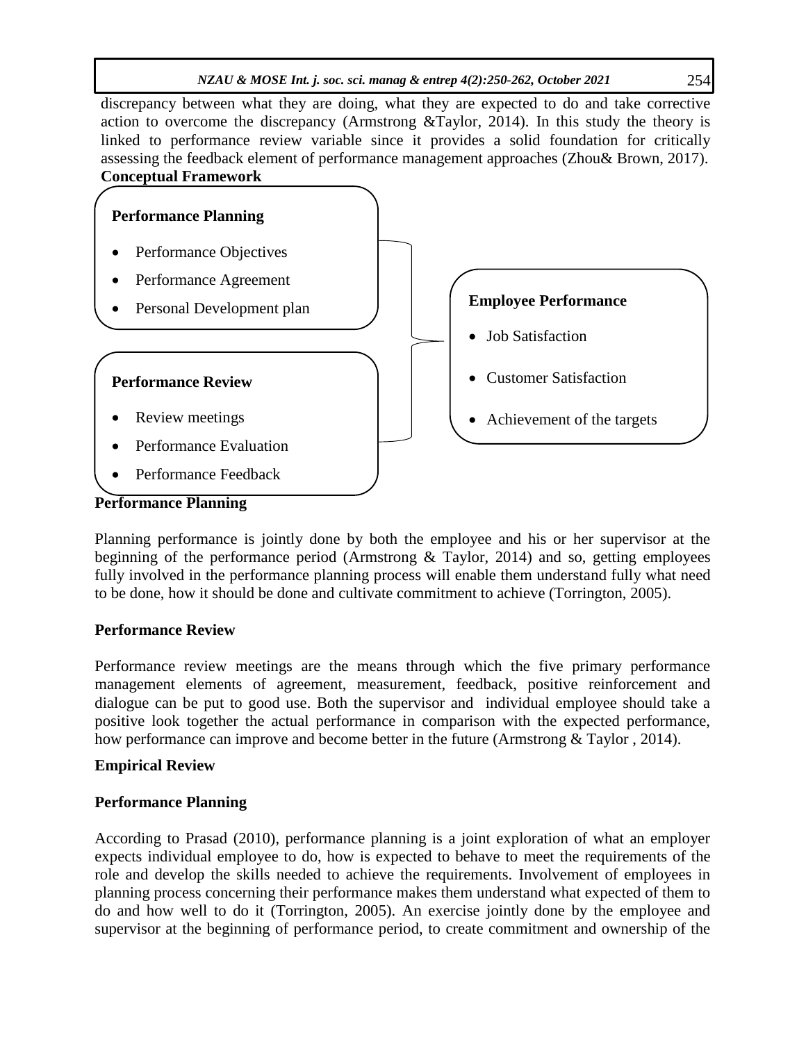discrepancy between what they are doing, what they are expected to do and take corrective action to overcome the discrepancy (Armstrong &Taylor, 2014). In this study the theory is linked to performance review variable since it provides a solid foundation for critically assessing the feedback element of performance management approaches (Zhou& Brown, 2017).

**Conceptual Framework**

**Performance Planning**

- Performance Objectives
- Performance Agreement
- Personal Development plan

**Performance Review**

- Review meetings
- Performance Evaluation
- Performance Feedback

**Employee Performance**

- Job Satisfaction
- Customer Satisfaction
- Achievement of the targets

**Performance Planning**

Planning performance is jointly done by both the employee and his or her supervisor at the beginning of the performance period (Armstrong & Taylor, 2014) and so, getting employees fully involved in the performance planning process will enable them understand fully what need to be done, how it should be done and cultivate commitment to achieve (Torrington, 2005).

**Performance Review**

Performance review meetings are the means through which the five primary performance management elements of agreement, measurement, feedback, positive reinforcement and dialogue can be put to good use. Both the supervisor and individual employee should take a positive look together the actual performance in comparison with the expected performance, how performance can improve and become better in the future (Armstrong & Taylor , 2014).

**Empirical Review**

**Performance Planning**

According to Prasad (2010), performance planning is a joint exploration of what an employer expects individual employee to do, how is expected to behave to meet the requirements of the role and develop the skills needed to achieve the requirements. Involvement of employees in planning process concerning their performance makes them understand what expected of them to do and how well to do it (Torrington, 2005). An exercise jointly done by the employee and supervisor at the beginning of performance period, to create commitment and ownership of the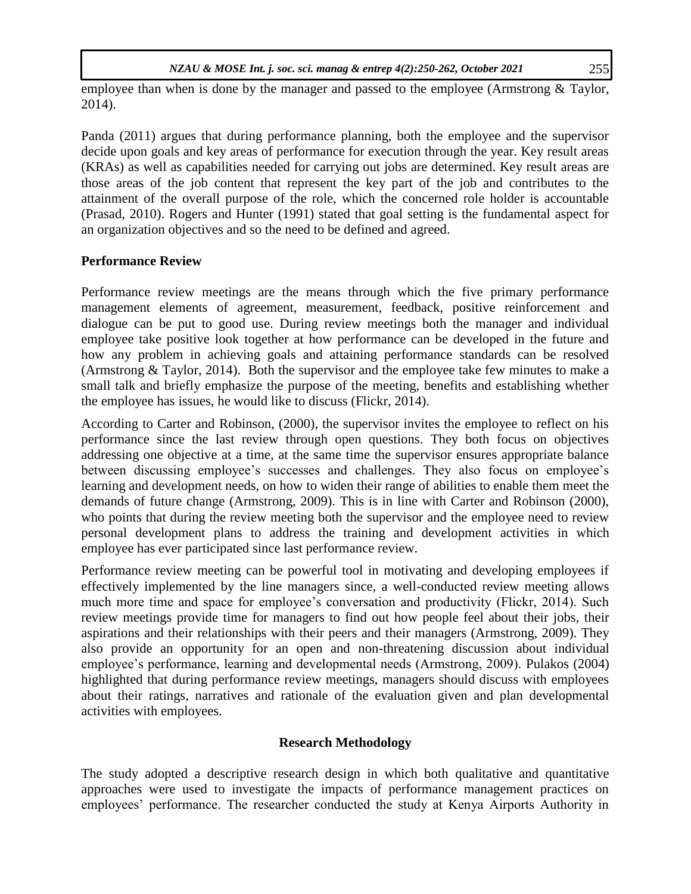employee than when is done by the manager and passed to the employee (Armstrong & Taylor, 2014).

Panda (2011) argues that during performance planning, both the employee and the supervisor decide upon goals and key areas of performance for execution through the year. Key result areas (KRAs) as well as capabilities needed for carrying out jobs are determined. Key result areas are those areas of the job content that represent the key part of the job and contributes to the attainment of the overall purpose of the role, which the concerned role holder is accountable (Prasad, 2010). Rogers and Hunter (1991) stated that goal setting is the fundamental aspect for an organization objectives and so the need to be defined and agreed.

**Performance Review**

Performance review meetings are the means through which the five primary performance management elements of agreement, measurement, feedback, positive reinforcement and dialogue can be put to good use. During review meetings both the manager and individual employee take positive look together at how performance can be developed in the future and how any problem in achieving goals and attaining performance standards can be resolved (Armstrong & Taylor, 2014). Both the supervisor and the employee take few minutes to make a small talk and briefly emphasize the purpose of the meeting, benefits and establishing whether the employee has issues, he would like to discuss (Flickr, 2014).

According to Carter and Robinson, (2000), the supervisor invites the employee to reflect on his performance since the last review through open questions. They both focus on objectives addressing one objective at a time, at the same time the supervisor ensures appropriate balance between discussing employee's successes and challenges. They also focus on employee's learning and development needs, on how to widen their range of abilities to enable them meet the demands of future change (Armstrong, 2009). This is in line with Carter and Robinson (2000), who points that during the review meeting both the supervisor and the employee need to review personal development plans to address the training and development activities in which employee has ever participated since last performance review.

Performance review meeting can be powerful tool in motivating and developing employees if effectively implemented by the line managers since, a well-conducted review meeting allows much more time and space for employee's conversation and productivity (Flickr, 2014). Such review meetings provide time for managers to find out how people feel about their jobs, their aspirations and their relationships with their peers and their managers (Armstrong, 2009). They also provide an opportunity for an open and non-threatening discussion about individual employee's performance, learning and developmental needs (Armstrong, 2009). Pulakos (2004) highlighted that during performance review meetings, managers should discuss with employees about their ratings, narratives and rationale of the evaluation given and plan developmental activities with employees.

## Research Methodology

The study adopted a descriptive research design in which both qualitative and quantitative approaches were used to investigate the impacts of performance management practices on employees' performance. The researcher conducted the study at Kenya Airports Authority in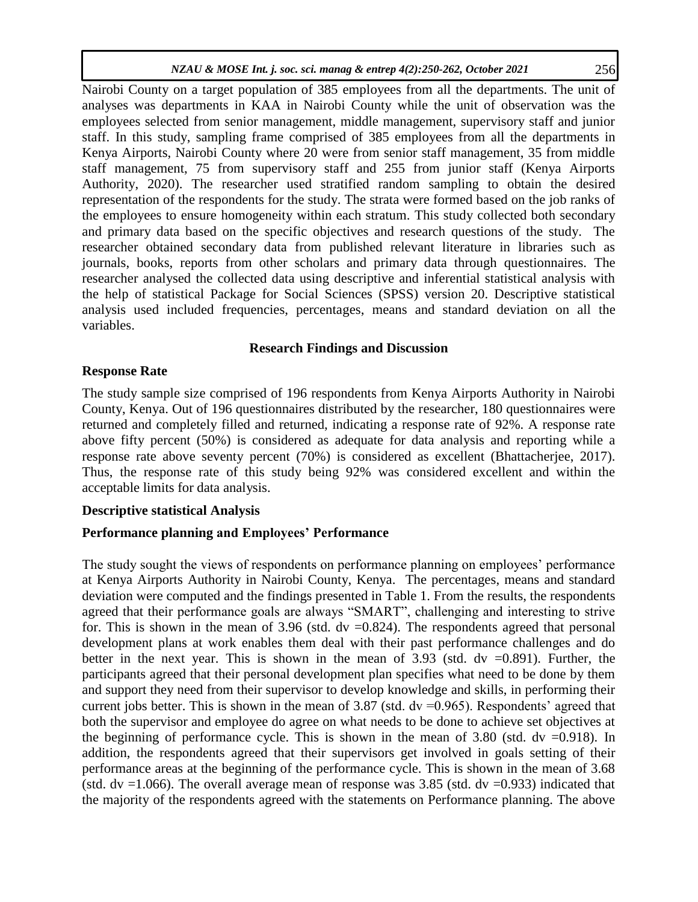Nairobi County on a target population of 385 employees from all the departments. The unit of analyses was departments in KAA in Nairobi County while the unit of observation was the employees selected from senior management, middle management, supervisory staff and junior staff. In this study, sampling frame comprised of 385 employees from all the departments in Kenya Airports, Nairobi County where 20 were from senior staff management, 35 from middle staff management, 75 from supervisory staff and 255 from junior staff (Kenya Airports Authority, 2020). The researcher used stratified random sampling to obtain the desired representation of the respondents for the study. The strata were formed based on the job ranks of the employees to ensure homogeneity within each stratum. This study collected both secondary and primary data based on the specific objectives and research questions of the study. The researcher obtained secondary data from published relevant literature in libraries such as journals, books, reports from other scholars and primary data through questionnaires. The researcher analysed the collected data using descriptive and inferential statistical analysis with the help of statistical Package for Social Sciences (SPSS) version 20. Descriptive statistical analysis used included frequencies, percentages, means and standard deviation on all the variables.

## Research Findings and Discussion

### Response Rate

The study sample size comprised of 196 respondents from Kenya Airports Authority in Nairobi County, Kenya. Out of 196 questionnaires distributed by the researcher, 180 questionnaires were returned and completely filled and returned, indicating a response rate of 92%. A response rate above fifty percent (50%) is considered as adequate for data analysis and reporting while a response rate above seventy percent (70%) is considered as excellent (Bhattacherjee, 2017). Thus, the response rate of this study being 92% was considered excellent and within the acceptable limits for data analysis.

### Descriptive statistical Analysis

### Performance planning and Employees' Performance

The study sought the views of respondents on performance planning on employees' performance at Kenya Airports Authority in Nairobi County, Kenya. The percentages, means and standard deviation were computed and the findings presented in Table 1. From the results, the respondents agreed that their performance goals are always "SMART", challenging and interesting to strive for. This is shown in the mean of 3.96 (std. dv =0.824). The respondents agreed that personal development plans at work enables them deal with their past performance challenges and do better in the next year. This is shown in the mean of 3.93 (std. dv =0.891). Further, the participants agreed that their personal development plan specifies what need to be done by them and support they need from their supervisor to develop knowledge and skills, in performing their current jobs better. This is shown in the mean of 3.87 (std. dv =0.965). Respondents' agreed that both the supervisor and employee do agree on what needs to be done to achieve set objectives at the beginning of performance cycle. This is shown in the mean of 3.80 (std. dv =0.918). In addition, the respondents agreed that their supervisors get involved in goals setting of their performance areas at the beginning of the performance cycle. This is shown in the mean of 3.68 (std. dv =1.066). The overall average mean of response was 3.85 (std. dv =0.933) indicated that the majority of the respondents agreed with the statements on Performance planning. The above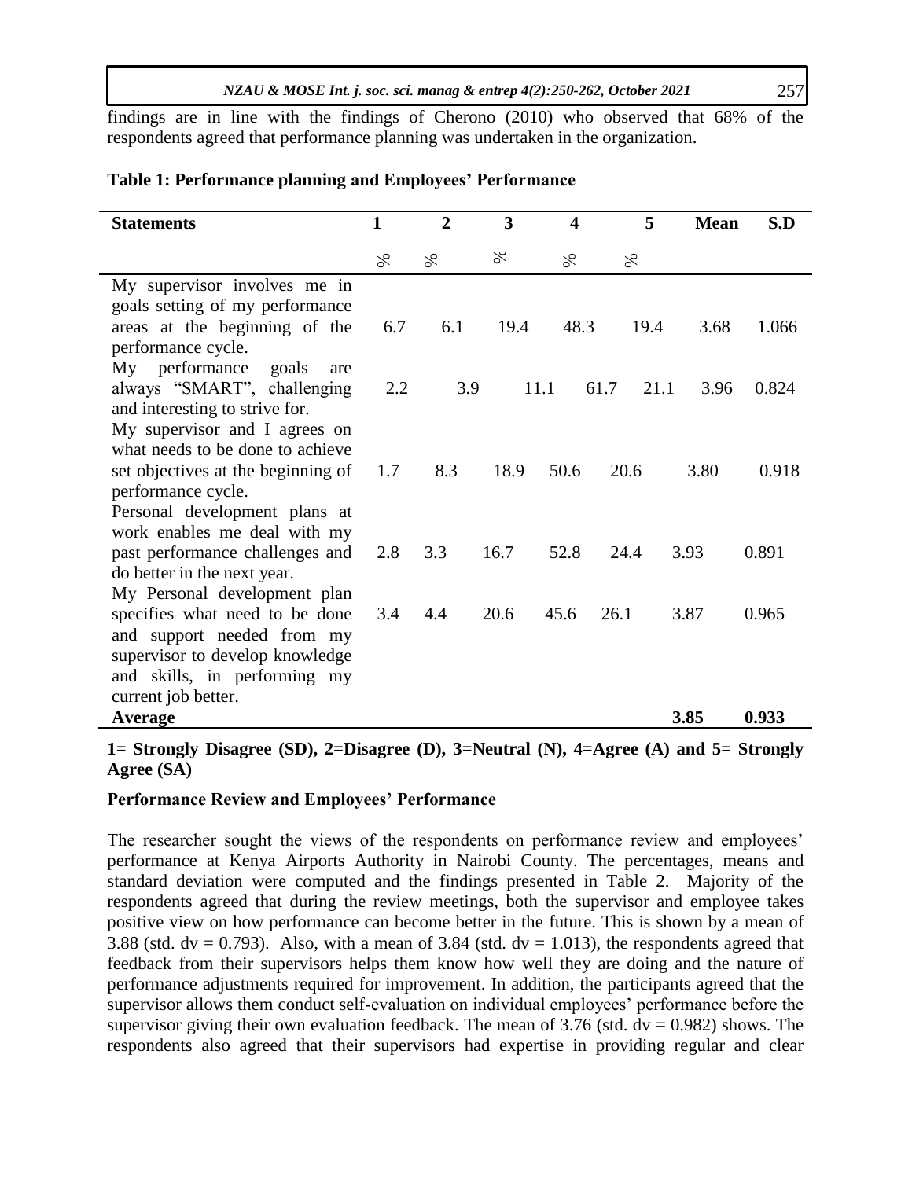findings are in line with the findings of Cherono (2010) who observed that 68% of the respondents agreed that performance planning was undertaken in the organization.

**Table 1: Performance planning and Employees' Performance**

| Statements | 1 | 2 | 3 | 4 | 5 | Mean | S.D |
|---|---|---|---|---|---|---|---|
| | % | % | % | % | % | | |
| My supervisor involves me in goals setting of my performance areas at the beginning of the performance cycle. | 6.7 | 6.1 | 19.4 | 48.3 | 19.4 | 3.68 | 1.066 |
| My performance goals are always "SMART", challenging and interesting to strive for. | 2.2 | 3.9 | 11.1 | 61.7 | 21.1 | 3.96 | 0.824 |
| My supervisor and I agrees on what needs to be done to achieve set objectives at the beginning of performance cycle. | 1.7 | 8.3 | 18.9 | 50.6 | 20.6 | 3.80 | 0.918 |
| Personal development plans at work enables me deal with my past performance challenges and do better in the next year. | 2.8 | 3.3 | 16.7 | 52.8 | 24.4 | 3.93 | 0.891 |
| My Personal development plan specifies what need to be done and support needed from my supervisor to develop knowledge and skills, in performing my current job better. | 3.4 | 4.4 | 20.6 | 45.6 | 26.1 | 3.87 | 0.965 |
| **Average** | | | | | | **3.85** | **0.933** |

**1= Strongly Disagree (SD), 2=Disagree (D), 3=Neutral (N), 4=Agree (A) and 5= Strongly Agree (SA)**

### Performance Review and Employees' Performance

The researcher sought the views of the respondents on performance review and employees' performance at Kenya Airports Authority in Nairobi County. The percentages, means and standard deviation were computed and the findings presented in Table 2. Majority of the respondents agreed that during the review meetings, both the supervisor and employee takes positive view on how performance can become better in the future. This is shown by a mean of 3.88 (std. dv = 0.793). Also, with a mean of 3.84 (std. dv = 1.013), the respondents agreed that feedback from their supervisors helps them know how well they are doing and the nature of performance adjustments required for improvement. In addition, the participants agreed that the supervisor allows them conduct self-evaluation on individual employees' performance before the supervisor giving their own evaluation feedback. The mean of 3.76 (std. dv = 0.982) shows. The respondents also agreed that their supervisors had expertise in providing regular and clear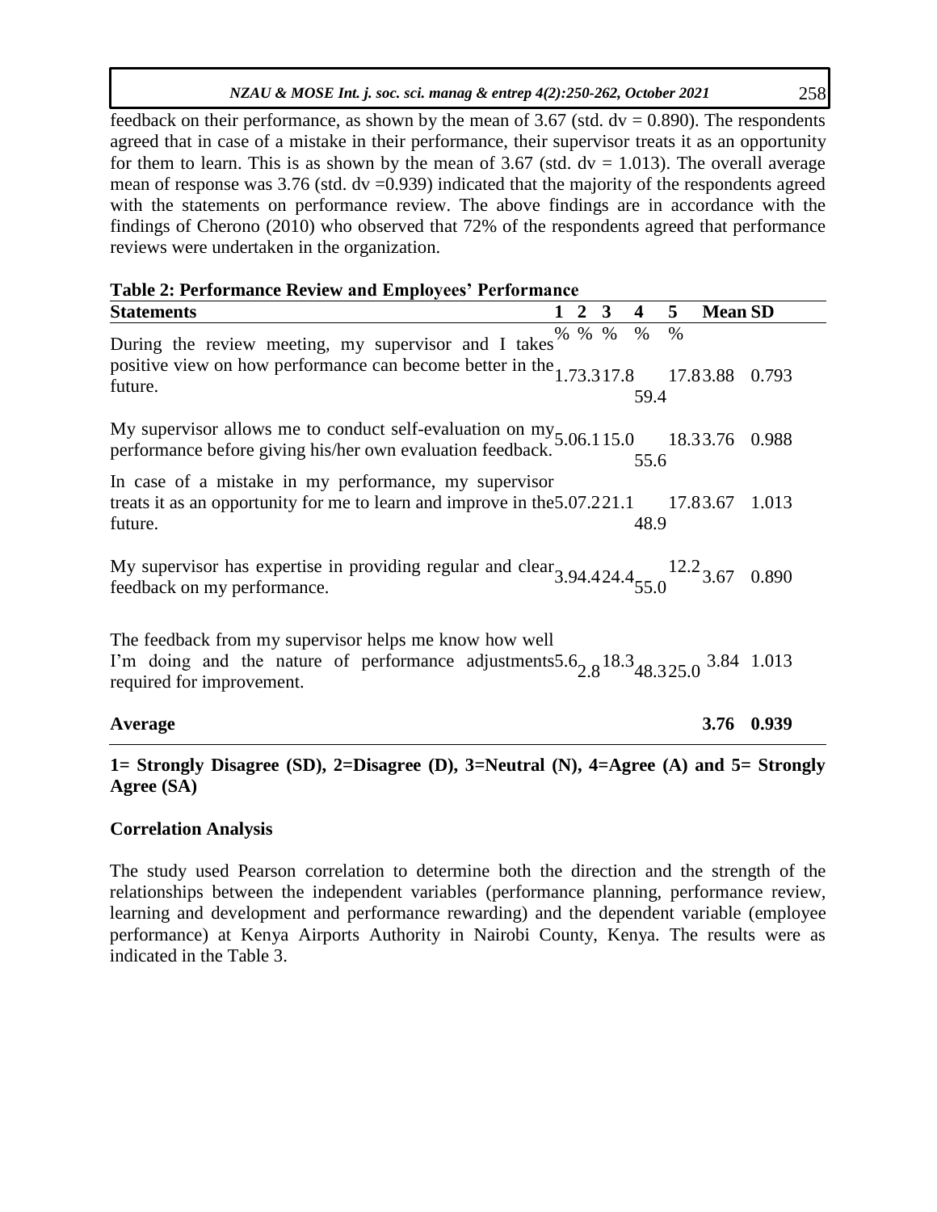feedback on their performance, as shown by the mean of 3.67 (std. dv = 0.890). The respondents agreed that in case of a mistake in their performance, their supervisor treats it as an opportunity for them to learn. This is as shown by the mean of 3.67 (std. dv = 1.013). The overall average mean of response was 3.76 (std. dv =0.939) indicated that the majority of the respondents agreed with the statements on performance review. The above findings are in accordance with the findings of Cherono (2010) who observed that 72% of the respondents agreed that performance reviews were undertaken in the organization.

**Table 2: Performance Review and Employees' Performance**

| Statements | 1 % | 2 % | 3 % | 4 % | 5 % | Mean | SD |
|---|---|---|---|---|---|---|---|
| During the review meeting, my supervisor and I takes positive view on how performance can become better in the future. | 1.7 | 3.3 | 17.8 | 59.4 | 17.8 | 3.88 | 0.793 |
| My supervisor allows me to conduct self-evaluation on my performance before giving his/her own evaluation feedback. | 5.0 | 6.1 | 15.0 | 55.6 | 18.3 | 3.76 | 0.988 |
| In case of a mistake in my performance, my supervisor treats it as an opportunity for me to learn and improve in the future. | 5.0 | 7.2 | 21.1 | 48.9 | 17.8 | 3.67 | 1.013 |
| My supervisor has expertise in providing regular and clear feedback on my performance. | 3.9 | 4.4 | 24.4 | 55.0 | 12.2 | 3.67 | 0.890 |
| The feedback from my supervisor helps me know how well I'm doing and the nature of performance adjustments required for improvement. | 5.6 | 2.8 | 18.3 | 48.3 | 25.0 | 3.84 | 1.013 |
| **Average** | | | | | | **3.76** | **0.939** |

**1= Strongly Disagree (SD), 2=Disagree (D), 3=Neutral (N), 4=Agree (A) and 5= Strongly Agree (SA)**

**Correlation Analysis**

The study used Pearson correlation to determine both the direction and the strength of the relationships between the independent variables (performance planning, performance review, learning and development and performance rewarding) and the dependent variable (employee performance) at Kenya Airports Authority in Nairobi County, Kenya. The results were as indicated in the Table 3.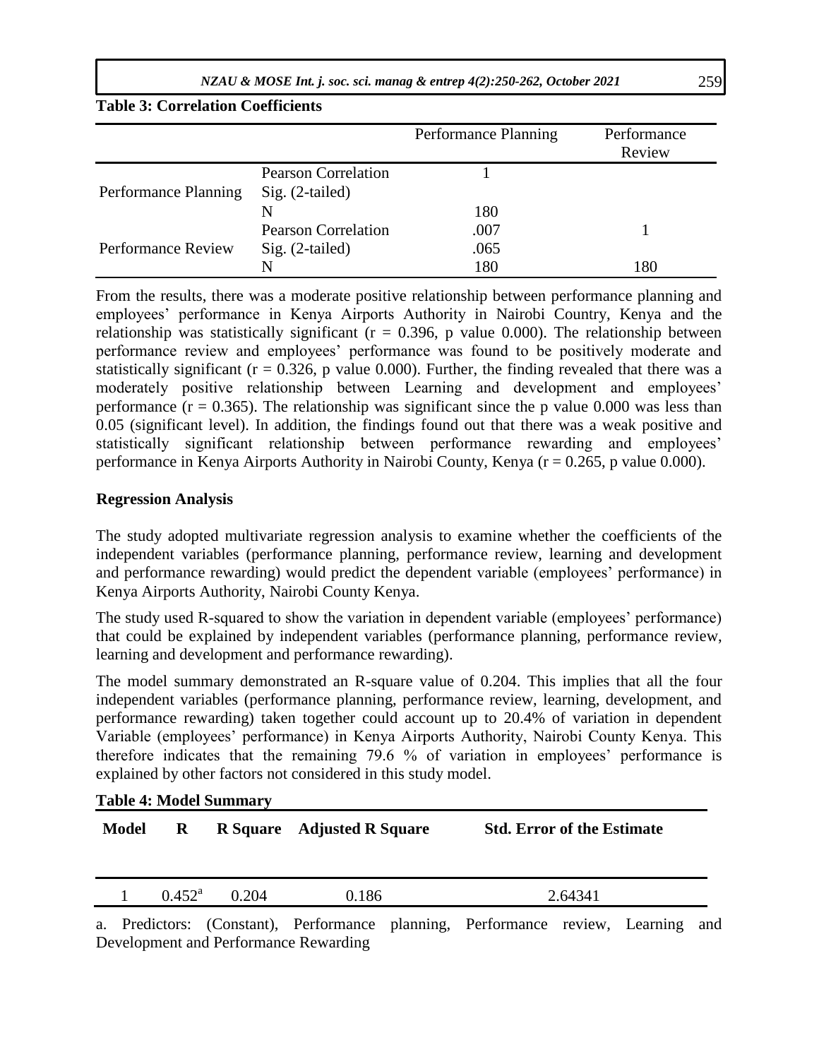**Table 3: Correlation Coefficients**

| | | Performance Planning | Performance Review |
|---|---|---|---|
| Performance Planning | Pearson Correlation | 1 | |
| | Sig. (2-tailed) | | |
| | N | 180 | |
| Performance Review | Pearson Correlation | .007 | 1 |
| | Sig. (2-tailed) | .065 | |
| | N | 180 | 180 |

From the results, there was a moderate positive relationship between performance planning and employees' performance in Kenya Airports Authority in Nairobi Country, Kenya and the relationship was statistically significant (r = 0.396, p value 0.000). The relationship between performance review and employees' performance was found to be positively moderate and statistically significant (r = 0.326, p value 0.000). Further, the finding revealed that there was a moderately positive relationship between Learning and development and employees' performance (r = 0.365). The relationship was significant since the p value 0.000 was less than 0.05 (significant level). In addition, the findings found out that there was a weak positive and statistically significant relationship between performance rewarding and employees' performance in Kenya Airports Authority in Nairobi County, Kenya (r = 0.265, p value 0.000).

**Regression Analysis**

The study adopted multivariate regression analysis to examine whether the coefficients of the independent variables (performance planning, performance review, learning and development and performance rewarding) would predict the dependent variable (employees' performance) in Kenya Airports Authority, Nairobi County Kenya.

The study used R-squared to show the variation in dependent variable (employees' performance) that could be explained by independent variables (performance planning, performance review, learning and development and performance rewarding).

The model summary demonstrated an R-square value of 0.204. This implies that all the four independent variables (performance planning, performance review, learning, development, and performance rewarding) taken together could account up to 20.4% of variation in dependent Variable (employees' performance) in Kenya Airports Authority, Nairobi County Kenya. This therefore indicates that the remaining 79.6 % of variation in employees' performance is explained by other factors not considered in this study model.

**Table 4: Model Summary**

| Model | R | R Square | Adjusted R Square | Std. Error of the Estimate |
|---|---|---|---|---|
| 1 | 0.452[a] | 0.204 | 0.186 | 2.64341 |

a. Predictors: (Constant), Performance planning, Performance review, Learning and Development and Performance Rewarding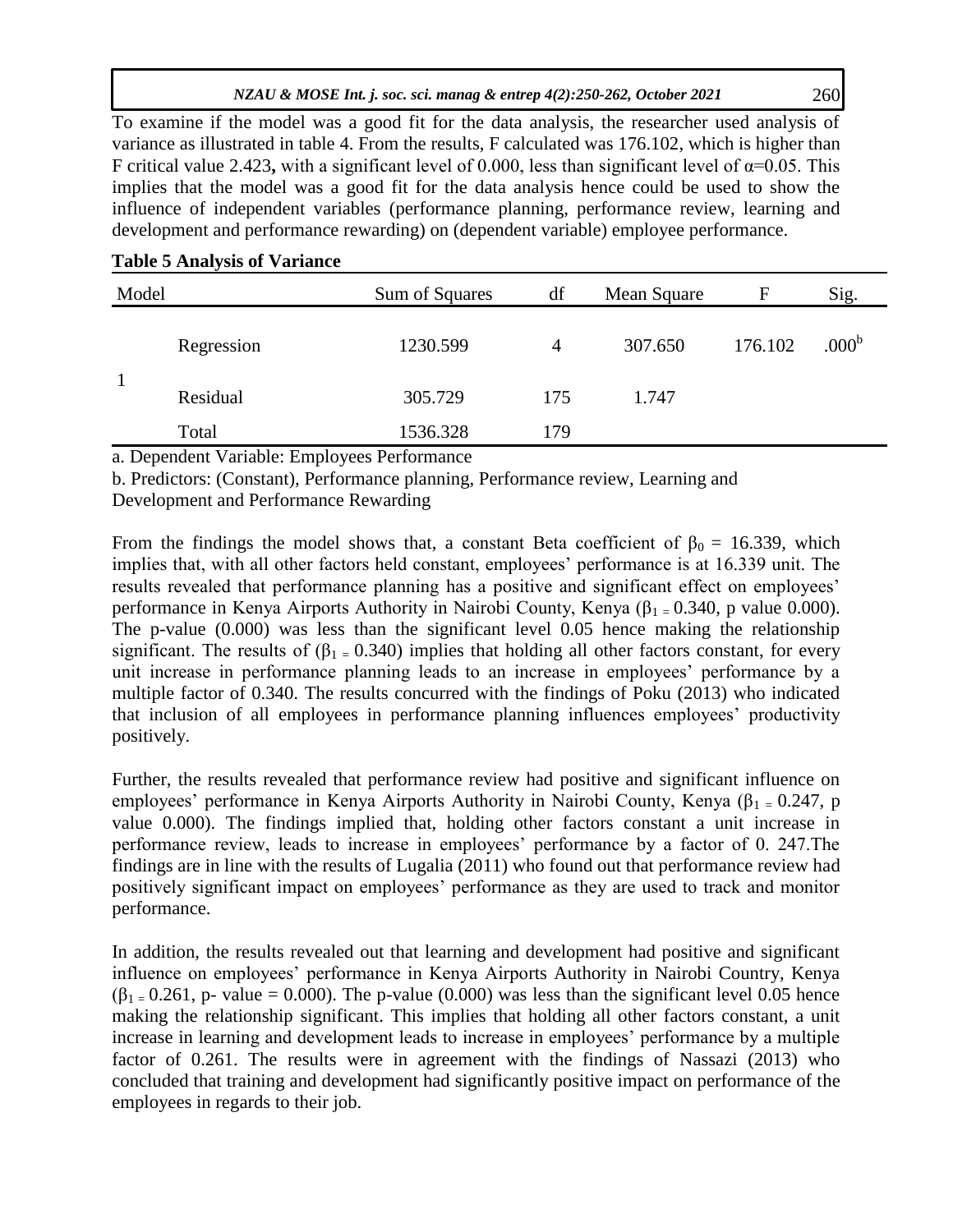To examine if the model was a good fit for the data analysis, the researcher used analysis of variance as illustrated in table 4. From the results, F calculated was 176.102, which is higher than F critical value 2.423**,** with a significant level of 0.000, less than significant level of $\alpha$=0.05. This implies that the model was a good fit for the data analysis hence could be used to show the influence of independent variables (performance planning, performance review, learning and development and performance rewarding) on (dependent variable) employee performance.

**Table 5 Analysis of Variance**

| Model | | Sum of Squares | df | Mean Square | F | Sig. |
|---|---|---|---|---|---|---|
| 1 | Regression | 1230.599 | 4 | 307.650 | 176.102 | .000[b] |
| | Residual | 305.729 | 175 | 1.747 | | |
| | Total | 1536.328 | 179 | | | |

a. Dependent Variable: Employees Performance

b. Predictors: (Constant), Performance planning, Performance review, Learning and Development and Performance Rewarding

From the findings the model shows that, a constant Beta coefficient of $\beta_0$ = 16.339, which implies that, with all other factors held constant, employees' performance is at 16.339 unit. The results revealed that performance planning has a positive and significant effect on employees' performance in Kenya Airports Authority in Nairobi County, Kenya ($\beta_1$ = 0.340, p value 0.000). The p-value (0.000) was less than the significant level 0.05 hence making the relationship significant. The results of ($\beta_1$ = 0.340) implies that holding all other factors constant, for every unit increase in performance planning leads to an increase in employees' performance by a multiple factor of 0.340. The results concurred with the findings of Poku (2013) who indicated that inclusion of all employees in performance planning influences employees' productivity positively.

Further, the results revealed that performance review had positive and significant influence on employees' performance in Kenya Airports Authority in Nairobi County, Kenya ($\beta_1$ = 0.247, p value 0.000). The findings implied that, holding other factors constant a unit increase in performance review, leads to increase in employees' performance by a factor of 0. 247.The findings are in line with the results of Lugalia (2011) who found out that performance review had positively significant impact on employees' performance as they are used to track and monitor performance.

In addition, the results revealed out that learning and development had positive and significant influence on employees' performance in Kenya Airports Authority in Nairobi Country, Kenya ($\beta_1$ = 0.261, p- value = 0.000). The p-value (0.000) was less than the significant level 0.05 hence making the relationship significant. This implies that holding all other factors constant, a unit increase in learning and development leads to increase in employees' performance by a multiple factor of 0.261. The results were in agreement with the findings of Nassazi (2013) who concluded that training and development had significantly positive impact on performance of the employees in regards to their job.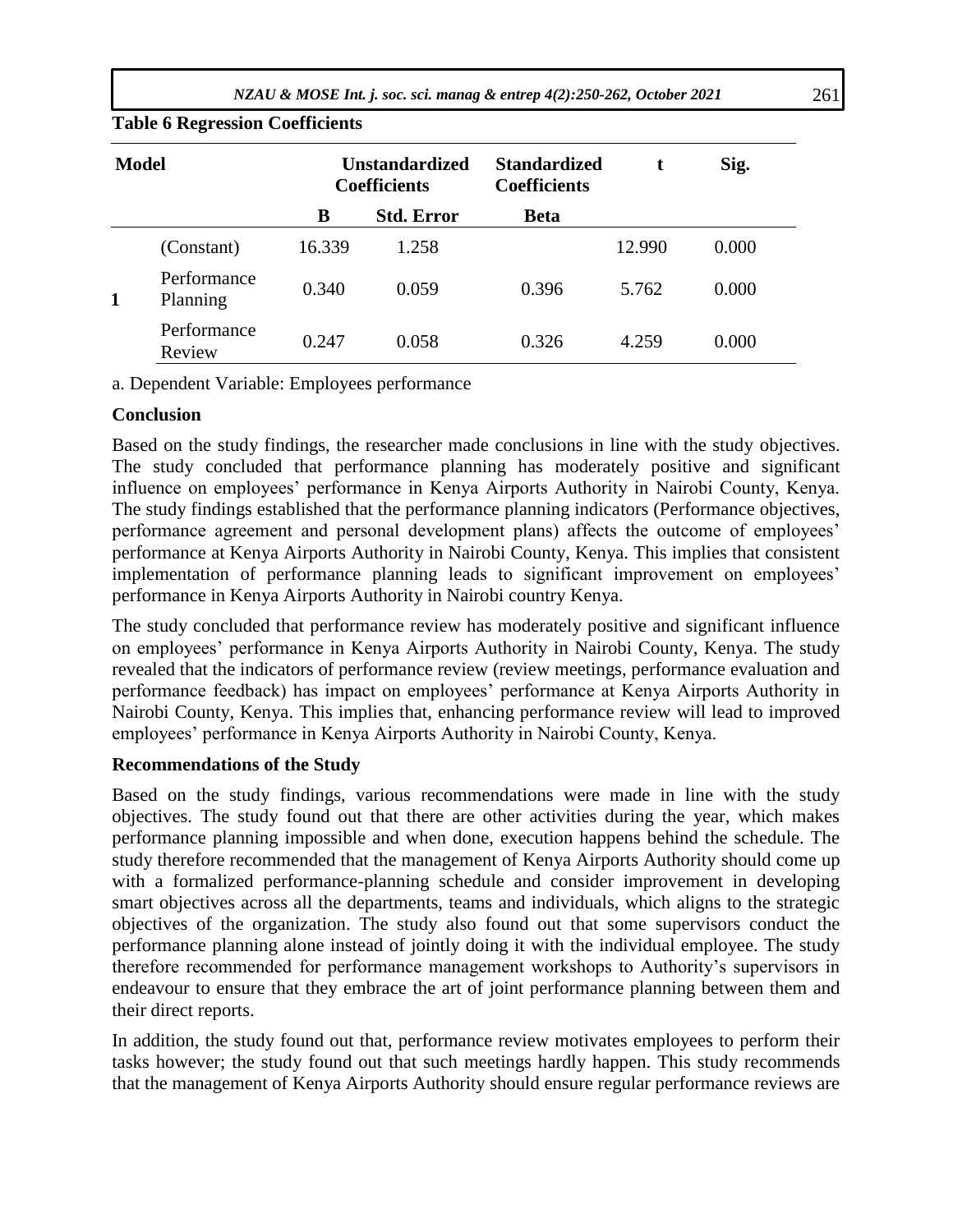**Table 6 Regression Coefficients**

| Model | | Unstandardized Coefficients | | Standardized Coefficients | t | Sig. |
|---|---|---|---|---|---|---|
| | | B | Std. Error | Beta | | |
| 1 | (Constant) | 16.339 | 1.258 | | 12.990 | 0.000 |
| | Performance Planning | 0.340 | 0.059 | 0.396 | 5.762 | 0.000 |
| | Performance Review | 0.247 | 0.058 | 0.326 | 4.259 | 0.000 |

a. Dependent Variable: Employees performance

**Conclusion**

Based on the study findings, the researcher made conclusions in line with the study objectives. The study concluded that performance planning has moderately positive and significant influence on employees' performance in Kenya Airports Authority in Nairobi County, Kenya. The study findings established that the performance planning indicators (Performance objectives, performance agreement and personal development plans) affects the outcome of employees' performance at Kenya Airports Authority in Nairobi County, Kenya. This implies that consistent implementation of performance planning leads to significant improvement on employees' performance in Kenya Airports Authority in Nairobi country Kenya.

The study concluded that performance review has moderately positive and significant influence on employees' performance in Kenya Airports Authority in Nairobi County, Kenya. The study revealed that the indicators of performance review (review meetings, performance evaluation and performance feedback) has impact on employees' performance at Kenya Airports Authority in Nairobi County, Kenya. This implies that, enhancing performance review will lead to improved employees' performance in Kenya Airports Authority in Nairobi County, Kenya.

**Recommendations of the Study**

Based on the study findings, various recommendations were made in line with the study objectives. The study found out that there are other activities during the year, which makes performance planning impossible and when done, execution happens behind the schedule. The study therefore recommended that the management of Kenya Airports Authority should come up with a formalized performance-planning schedule and consider improvement in developing smart objectives across all the departments, teams and individuals, which aligns to the strategic objectives of the organization. The study also found out that some supervisors conduct the performance planning alone instead of jointly doing it with the individual employee. The study therefore recommended for performance management workshops to Authority's supervisors in endeavour to ensure that they embrace the art of joint performance planning between them and their direct reports.

In addition, the study found out that, performance review motivates employees to perform their tasks however; the study found out that such meetings hardly happen. This study recommends that the management of Kenya Airports Authority should ensure regular performance reviews are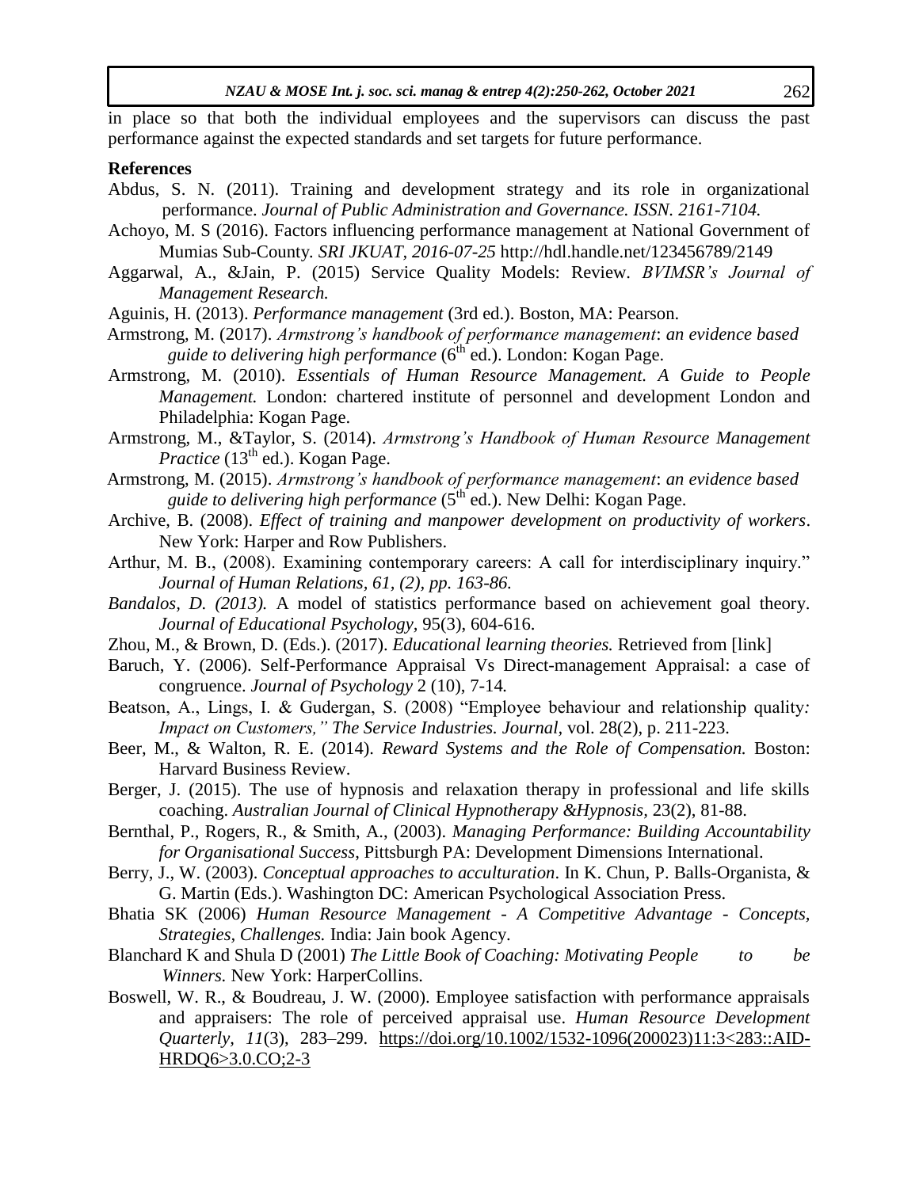in place so that both the individual employees and the supervisors can discuss the past performance against the expected standards and set targets for future performance.

**References**

Abdus, S. N. (2011). Training and development strategy and its role in organizational performance. *Journal of Public Administration and Governance. ISSN. 2161-7104.*

Achoyo, M. S (2016). Factors influencing performance management at National Government of Mumias Sub-County. *SRI JKUAT, 2016-07-25* http://hdl.handle.net/123456789/2149

Aggarwal, A., &Jain, P. (2015) Service Quality Models: Review. *BVIMSR's Journal of Management Research.*

Aguinis, H. (2013). *Performance management* (3rd ed.). Boston, MA: Pearson.

Armstrong, M. (2017). *Armstrong's handbook of performance management*: *an evidence based guide to delivering high performance* (6th ed.). London: Kogan Page.

Armstrong, M. (2010). *Essentials of Human Resource Management. A Guide to People Management.* London: chartered institute of personnel and development London and Philadelphia: Kogan Page.

Armstrong, M., &Taylor, S. (2014). *Armstrong's Handbook of Human Resource Management Practice* (13th ed.). Kogan Page.

Armstrong, M. (2015). *Armstrong's handbook of performance management*: *an evidence based guide to delivering high performance* (5th ed.). New Delhi: Kogan Page.

Archive, B. (2008). *Effect of training and manpower development on productivity of workers*. New York: Harper and Row Publishers.

Arthur, M. B., (2008). Examining contemporary careers: A call for interdisciplinary inquiry." *Journal of Human Relations, 61, (2), pp. 163-86.*

*Bandalos, D. (2013).* A model of statistics performance based on achievement goal theory. *Journal of Educational Psychology*, 95(3), 604-616.

Zhou, M., & Brown, D. (Eds.). (2017). *Educational learning theories.* Retrieved from [link]

Baruch, Y. (2006). Self-Performance Appraisal Vs Direct-management Appraisal: a case of congruence. *Journal of Psychology* 2 (10), 7-14*.*

Beatson, A., Lings, I. & Gudergan, S. (2008) "Employee behaviour and relationship quality*: Impact on Customers," The Service Industries. Journal*, vol. 28(2), p. 211-223.

Beer, M., & Walton, R. E. (2014). *Reward Systems and the Role of Compensation.* Boston: Harvard Business Review.

Berger, J. (2015). The use of hypnosis and relaxation therapy in professional and life skills coaching. *Australian Journal of Clinical Hypnotherapy &Hypnosis,* 23(2), 81-88.

Bernthal, P., Rogers, R., & Smith, A., (2003). *Managing Performance: Building Accountability for Organisational Success*, Pittsburgh PA: Development Dimensions International.

Berry, J., W. (2003). *Conceptual approaches to acculturation*. In K. Chun, P. Balls-Organista, & G. Martin (Eds.). Washington DC: American Psychological Association Press.

Bhatia SK (2006) *Human Resource Management - A Competitive Advantage - Concepts, Strategies, Challenges.* India: Jain book Agency.

Blanchard K and Shula D (2001) *The Little Book of Coaching: Motivating People to be Winners.* New York: HarperCollins.

Boswell, W. R., & Boudreau, J. W. (2000). Employee satisfaction with performance appraisals and appraisers: The role of perceived appraisal use. *Human Resource Development Quarterly, 11*(3), 283–299. https://doi.org/10.1002/1532-1096(200023)11:3<283::AID-HRDQ6>3.0.CO;2-3